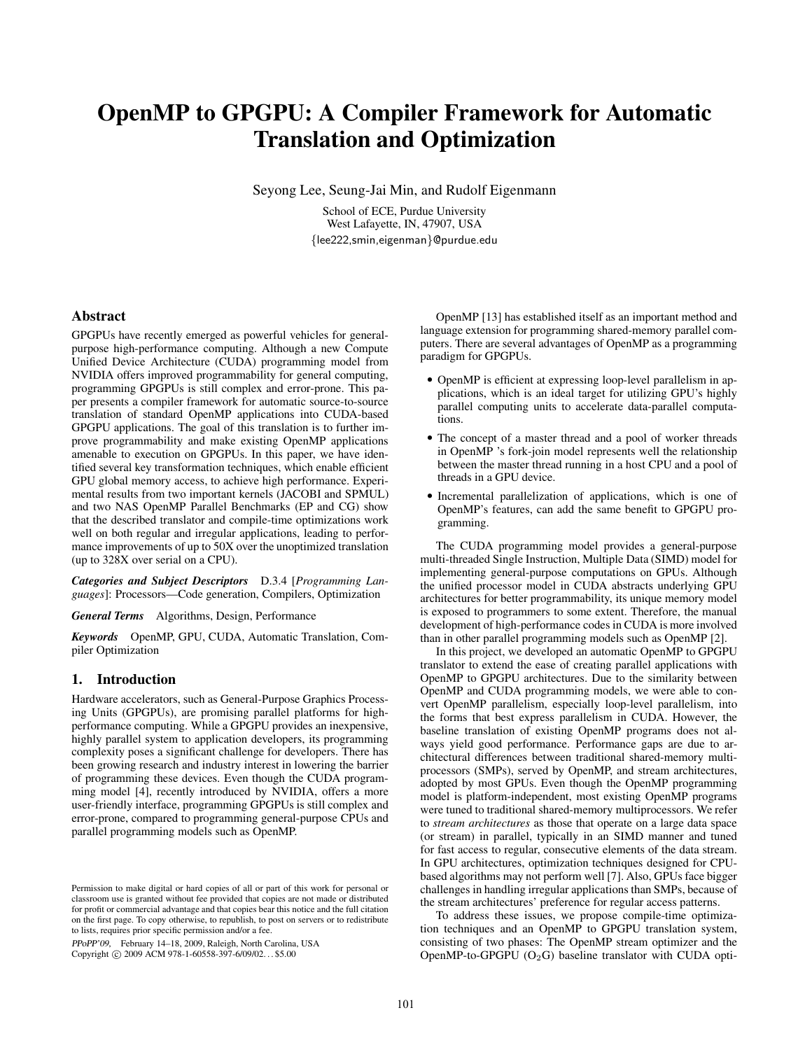// This transcription follows the rules provided with the page.
# OpenMP to GPGPU: A Compiler Framework for Automatic Translation and Optimization

Seyong Lee, Seung-Jai Min, and Rudolf Eigenmann

School of ECE, Purdue University
West Lafayette, IN, 47907, USA
{lee222,smin,eigenman}@purdue.edu

## Abstract

GPGPUs have recently emerged as powerful vehicles for general-purpose high-performance computing. Although a new Compute Unified Device Architecture (CUDA) programming model from NVIDIA offers improved programmability for general computing, programming GPGPUs is still complex and error-prone. This paper presents a compiler framework for automatic source-to-source translation of standard OpenMP applications into CUDA-based GPGPU applications. The goal of this translation is to further improve programmability and make existing OpenMP applications amenable to execution on GPGPUs. In this paper, we have identified several key transformation techniques, which enable efficient GPU global memory access, to achieve high performance. Experimental results from two important kernels (JACOBI and SPMUL) and two NAS OpenMP Parallel Benchmarks (EP and CG) show that the described translator and compile-time optimizations work well on both regular and irregular applications, leading to performance improvements of up to 50X over the unoptimized translation (up to 328X over serial on a CPU).

***Categories and Subject Descriptors*** D.3.4 [*Programming Languages*]: Processors—Code generation, Compilers, Optimization

***General Terms*** Algorithms, Design, Performance

***Keywords*** OpenMP, GPU, CUDA, Automatic Translation, Compiler Optimization

## 1. Introduction

Hardware accelerators, such as General-Purpose Graphics Processing Units (GPGPUs), are promising parallel platforms for high-performance computing. While a GPGPU provides an inexpensive, highly parallel system to application developers, its programming complexity poses a significant challenge for developers. There has been growing research and industry interest in lowering the barrier of programming these devices. Even though the CUDA programming model [4], recently introduced by NVIDIA, offers a more user-friendly interface, programming GPGPUs is still complex and error-prone, compared to programming general-purpose CPUs and parallel programming models such as OpenMP.

OpenMP [13] has established itself as an important method and language extension for programming shared-memory parallel computers. There are several advantages of OpenMP as a programming paradigm for GPGPUs.

- OpenMP is efficient at expressing loop-level parallelism in applications, which is an ideal target for utilizing GPU's highly parallel computing units to accelerate data-parallel computations.
- The concept of a master thread and a pool of worker threads in OpenMP 's fork-join model represents well the relationship between the master thread running in a host CPU and a pool of threads in a GPU device.
- Incremental parallelization of applications, which is one of OpenMP's features, can add the same benefit to GPGPU programming.

The CUDA programming model provides a general-purpose multi-threaded Single Instruction, Multiple Data (SIMD) model for implementing general-purpose computations on GPUs. Although the unified processor model in CUDA abstracts underlying GPU architectures for better programmability, its unique memory model is exposed to programmers to some extent. Therefore, the manual development of high-performance codes in CUDA is more involved than in other parallel programming models such as OpenMP [2].

In this project, we developed an automatic OpenMP to GPGPU translator to extend the ease of creating parallel applications with OpenMP to GPGPU architectures. Due to the similarity between OpenMP and CUDA programming models, we were able to convert OpenMP parallelism, especially loop-level parallelism, into the forms that best express parallelism in CUDA. However, the baseline translation of existing OpenMP programs does not always yield good performance. Performance gaps are due to architectural differences between traditional shared-memory multiprocessors (SMPs), served by OpenMP, and stream architectures, adopted by most GPUs. Even though the OpenMP programming model is platform-independent, most existing OpenMP programs were tuned to traditional shared-memory multiprocessors. We refer to *stream architectures* as those that operate on a large data space (or stream) in parallel, typically in an SIMD manner and tuned for fast access to regular, consecutive elements of the data stream. In GPU architectures, optimization techniques designed for CPU-based algorithms may not perform well [7]. Also, GPUs face bigger challenges in handling irregular applications than SMPs, because of the stream architectures' preference for regular access patterns.

To address these issues, we propose compile-time optimization techniques and an OpenMP to GPGPU translation system, consisting of two phases: The OpenMP stream optimizer and the OpenMP-to-GPGPU ($O_2G$) baseline translator with CUDA opti-

Permission to make digital or hard copies of all or part of this work for personal or classroom use is granted without fee provided that copies are not made or distributed for profit or commercial advantage and that copies bear this notice and the full citation on the first page. To copy otherwise, to republish, to post on servers or to redistribute to lists, requires prior specific permission and/or a fee.

*PPoPP'09,* February 14–18, 2009, Raleigh, North Carolina, USA
Copyright © 2009 ACM 978-1-60558-397-6/09/02...$5.00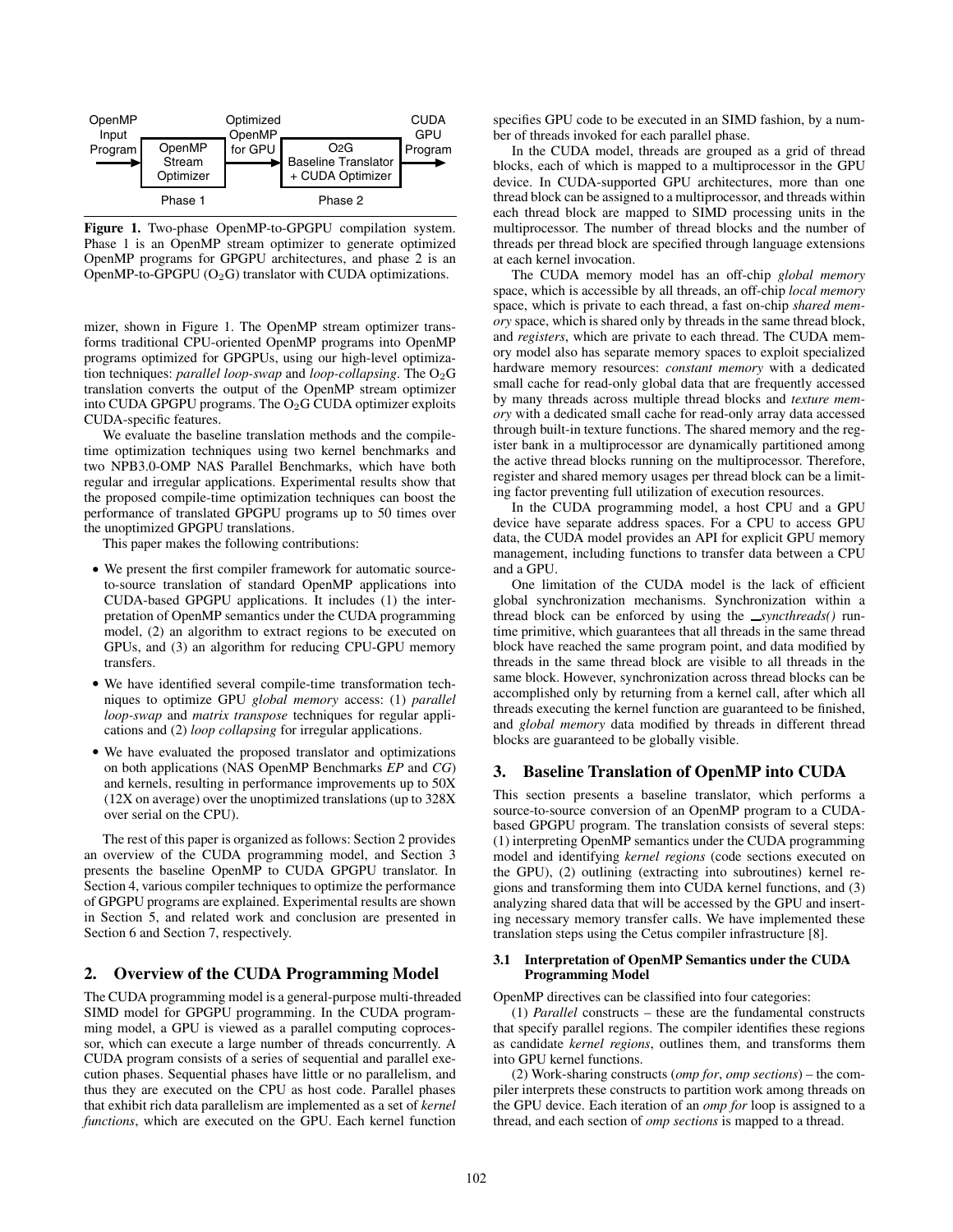OpenMP Input Program

OpenMP Stream Optimizer

Optimized OpenMP for GPU

O2G Baseline Translator + CUDA Optimizer

CUDA GPU Program

Phase 1

Phase 2

**Figure 1.** Two-phase OpenMP-to-GPGPU compilation system. Phase 1 is an OpenMP stream optimizer to generate optimized OpenMP programs for GPGPU architectures, and phase 2 is an OpenMP-to-GPGPU ($O_2G$) translator with CUDA optimizations.

mizer, shown in Figure 1. The OpenMP stream optimizer transforms traditional CPU-oriented OpenMP programs into OpenMP programs optimized for GPGPUs, using our high-level optimization techniques: *parallel loop-swap* and *loop-collapsing*. The $O_2G$ translation converts the output of the OpenMP stream optimizer into CUDA GPGPU programs. The $O_2G$ CUDA optimizer exploits CUDA-specific features.

We evaluate the baseline translation methods and the compile-time optimization techniques using two kernel benchmarks and two NPB3.0-OMP NAS Parallel Benchmarks, which have both regular and irregular applications. Experimental results show that the proposed compile-time optimization techniques can boost the performance of translated GPGPU programs up to 50 times over the unoptimized GPGPU translations.

This paper makes the following contributions:

- We present the first compiler framework for automatic source-to-source translation of standard OpenMP applications into CUDA-based GPGPU applications. It includes (1) the interpretation of OpenMP semantics under the CUDA programming model, (2) an algorithm to extract regions to be executed on GPUs, and (3) an algorithm for reducing CPU-GPU memory transfers.
- We have identified several compile-time transformation techniques to optimize GPU *global memory* access: (1) *parallel loop-swap* and *matrix transpose* techniques for regular applications and (2) *loop collapsing* for irregular applications.
- We have evaluated the proposed translator and optimizations on both applications (NAS OpenMP Benchmarks *EP* and *CG*) and kernels, resulting in performance improvements up to 50X (12X on average) over the unoptimized translations (up to 328X over serial on the CPU).

The rest of this paper is organized as follows: Section 2 provides an overview of the CUDA programming model, and Section 3 presents the baseline OpenMP to CUDA GPGPU translator. In Section 4, various compiler techniques to optimize the performance of GPGPU programs are explained. Experimental results are shown in Section 5, and related work and conclusion are presented in Section 6 and Section 7, respectively.

## 2. Overview of the CUDA Programming Model

The CUDA programming model is a general-purpose multi-threaded SIMD model for GPGPU programming. In the CUDA programming model, a GPU is viewed as a parallel computing coprocessor, which can execute a large number of threads concurrently. A CUDA program consists of a series of sequential and parallel execution phases. Sequential phases have little or no parallelism, and thus they are executed on the CPU as host code. Parallel phases that exhibit rich data parallelism are implemented as a set of *kernel functions*, which are executed on the GPU. Each kernel function specifies GPU code to be executed in an SIMD fashion, by a number of threads invoked for each parallel phase.

In the CUDA model, threads are grouped as a grid of thread blocks, each of which is mapped to a multiprocessor in the GPU device. In CUDA-supported GPU architectures, more than one thread block can be assigned to a multiprocessor, and threads within each thread block are mapped to SIMD processing units in the multiprocessor. The number of thread blocks and the number of threads per thread block are specified through language extensions at each kernel invocation.

The CUDA memory model has an off-chip *global memory* space, which is accessible by all threads, an off-chip *local memory* space, which is private to each thread, a fast on-chip *shared memory* space, which is shared only by threads in the same thread block, and *registers*, which are private to each thread. The CUDA memory model also has separate memory spaces to exploit specialized hardware memory resources: *constant memory* with a dedicated small cache for read-only global data that are frequently accessed by many threads across multiple thread blocks and *texture memory* with a dedicated small cache for read-only array data accessed through built-in texture functions. The shared memory and the register bank in a multiprocessor are dynamically partitioned among the active thread blocks running on the multiprocessor. Therefore, register and shared memory usages per thread block can be a limiting factor preventing full utilization of execution resources.

In the CUDA programming model, a host CPU and a GPU device have separate address spaces. For a CPU to access GPU data, the CUDA model provides an API for explicit GPU memory management, including functions to transfer data between a CPU and a GPU.

One limitation of the CUDA model is the lack of efficient global synchronization mechanisms. Synchronization within a thread block can be enforced by using the *__syncthreads()* runtime primitive, which guarantees that all threads in the same thread block have reached the same program point, and data modified by threads in the same thread block are visible to all threads in the same block. However, synchronization across thread blocks can be accomplished only by returning from a kernel call, after which all threads executing the kernel function are guaranteed to be finished, and *global memory* data modified by threads in different thread blocks are guaranteed to be globally visible.

## 3. Baseline Translation of OpenMP into CUDA

This section presents a baseline translator, which performs a source-to-source conversion of an OpenMP program to a CUDA-based GPGPU program. The translation consists of several steps: (1) interpreting OpenMP semantics under the CUDA programming model and identifying *kernel regions* (code sections executed on the GPU), (2) outlining (extracting into subroutines) kernel regions and transforming them into CUDA kernel functions, and (3) analyzing shared data that will be accessed by the GPU and inserting necessary memory transfer calls. We have implemented these translation steps using the Cetus compiler infrastructure [8].

### 3.1 Interpretation of OpenMP Semantics under the CUDA Programming Model

OpenMP directives can be classified into four categories:

(1) *Parallel* constructs – these are the fundamental constructs that specify parallel regions. The compiler identifies these regions as candidate *kernel regions*, outlines them, and transforms them into GPU kernel functions.

(2) Work-sharing constructs (*omp for*, *omp sections*) – the compiler interprets these constructs to partition work among threads on the GPU device. Each iteration of an *omp for* loop is assigned to a thread, and each section of *omp sections* is mapped to a thread.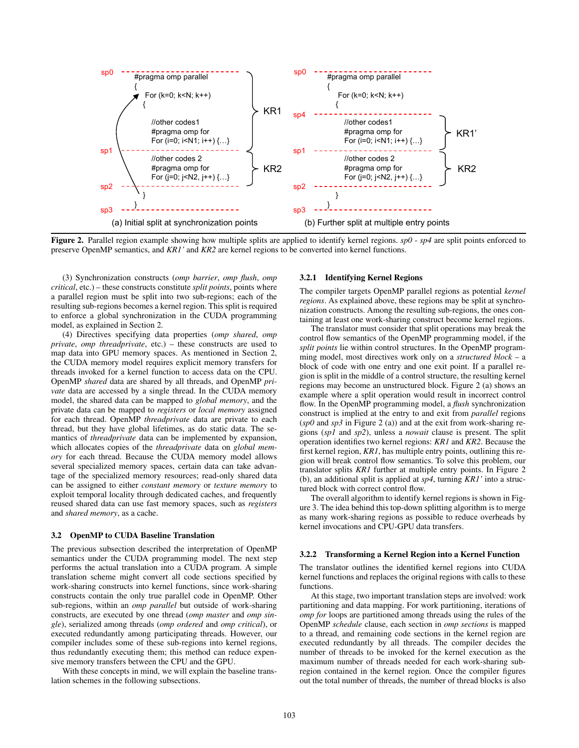```
sp0 - - - - - - - - - - - - - - - - - - - - - -
     #pragma omp parallel
     {
       For (k=0; k<N; k++)
       {
          //other codes1
          #pragma omp for
          For (i=0; i<N1; i++) {…}                  KR1
sp1 - - - - - - - - - - - - - - - - - - - - - -
          //other codes 2
          #pragma omp for
          For (j=0; j<N2, j++) {…}                  KR2
sp2 - - - - - - - - - - - - - - - - - - - - - -
       }
     }
sp3 - - - - - - - - - - - - - - - - - - - - - -
```

(a) Initial split at synchronization points

```
sp0 - - - - - - - - - - - - - - - - - - - - - -
     #pragma omp parallel
     {
       For (k=0; k<N; k++)
       {
sp4 - - - - - - - - - - - - - - - - - - - - - -
          //other codes1
          #pragma omp for
          For (i=0; i<N1; i++) {…}                  KR1'
sp1 - - - - - - - - - - - - - - - - - - - - - -
          //other codes 2
          #pragma omp for
          For (j=0; j<N2, j++) {…}                  KR2
sp2 - - - - - - - - - - - - - - - - - - - - - -
       }
     }
sp3 - - - - - - - - - - - - - - - - - - - - - -
```

(b) Further split at multiple entry points

**Figure 2.** Parallel region example showing how multiple splits are applied to identify kernel regions. *sp0* - *sp4* are split points enforced to preserve OpenMP semantics, and *KR1'* and *KR2* are kernel regions to be converted into kernel functions.

(3) Synchronization constructs (*omp barrier*, *omp flush*, *omp critical*, etc.) – these constructs constitute *split points*, points where a parallel region must be split into two sub-regions; each of the resulting sub-regions becomes a kernel region. This split is required to enforce a global synchronization in the CUDA programming model, as explained in Section 2.

(4) Directives specifying data properties (*omp shared*, *omp private*, *omp threadprivate*, etc.) – these constructs are used to map data into GPU memory spaces. As mentioned in Section 2, the CUDA memory model requires explicit memory transfers for threads invoked for a kernel function to access data on the CPU. OpenMP *shared* data are shared by all threads, and OpenMP *private* data are accessed by a single thread. In the CUDA memory model, the shared data can be mapped to *global memory*, and the private data can be mapped to *registers* or *local memory* assigned for each thread. OpenMP *threadprivate* data are private to each thread, but they have global lifetimes, as do static data. The semantics of *threadprivate* data can be implemented by expansion, which allocates copies of the *threadprivate* data on *global memory* for each thread. Because the CUDA memory model allows several specialized memory spaces, certain data can take advantage of the specialized memory resources; read-only shared data can be assigned to either *constant memory* or *texture memory* to exploit temporal locality through dedicated caches, and frequently reused shared data can use fast memory spaces, such as *registers* and *shared memory*, as a cache.

### 3.2 OpenMP to CUDA Baseline Translation

The previous subsection described the interpretation of OpenMP semantics under the CUDA programming model. The next step performs the actual translation into a CUDA program. A simple translation scheme might convert all code sections specified by work-sharing constructs into kernel functions, since work-sharing constructs contain the only true parallel code in OpenMP. Other sub-regions, within an *omp parallel* but outside of work-sharing constructs, are executed by one thread (*omp master* and *omp single*), serialized among threads (*omp ordered* and *omp critical*), or executed redundantly among participating threads. However, our compiler includes some of these sub-regions into kernel regions, thus redundantly executing them; this method can reduce expensive memory transfers between the CPU and the GPU.

With these concepts in mind, we will explain the baseline translation schemes in the following subsections.

#### 3.2.1 Identifying Kernel Regions

The compiler targets OpenMP parallel regions as potential *kernel regions*. As explained above, these regions may be split at synchronization constructs. Among the resulting sub-regions, the ones containing at least one work-sharing construct become kernel regions.

The translator must consider that split operations may break the control flow semantics of the OpenMP programming model, if the *split points* lie within control structures. In the OpenMP programming model, most directives work only on a *structured block* – a block of code with one entry and one exit point. If a parallel region is split in the middle of a control structure, the resulting kernel regions may become an unstructured block. Figure 2 (a) shows an example where a split operation would result in incorrect control flow. In the OpenMP programming model, a *flush* synchronization construct is implied at the entry to and exit from *parallel* regions (*sp0* and *sp3* in Figure 2 (a)) and at the exit from work-sharing regions (*sp1* and *sp2*), unless a *nowait* clause is present. The split operation identifies two kernel regions: *KR1* and *KR2*. Because the first kernel region, *KR1*, has multiple entry points, outlining this region will break control flow semantics. To solve this problem, our translator splits *KR1* further at multiple entry points. In Figure 2 (b), an additional split is applied at *sp4*, turning *KR1'* into a structured block with correct control flow.

The overall algorithm to identify kernel regions is shown in Figure 3. The idea behind this top-down splitting algorithm is to merge as many work-sharing regions as possible to reduce overheads by kernel invocations and CPU-GPU data transfers.

#### 3.2.2 Transforming a Kernel Region into a Kernel Function

The translator outlines the identified kernel regions into CUDA kernel functions and replaces the original regions with calls to these functions.

At this stage, two important translation steps are involved: work partitioning and data mapping. For work partitioning, iterations of *omp for* loops are partitioned among threads using the rules of the OpenMP *schedule* clause, each section in *omp sections* is mapped to a thread, and remaining code sections in the kernel region are executed redundantly by all threads. The compiler decides the number of threads to be invoked for the kernel execution as the maximum number of threads needed for each work-sharing subregion contained in the kernel region. Once the compiler figures out the total number of threads, the number of thread blocks is also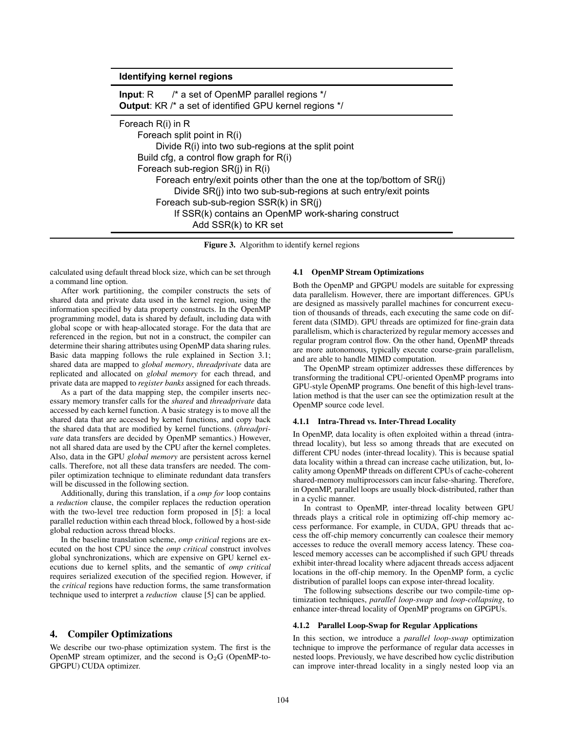**Identifying kernel regions**

**Input**: R /* a set of OpenMP parallel regions */
**Output**: KR /* a set of identified GPU kernel regions */

```
Foreach R(i) in R
    Foreach split point in R(i)
        Divide R(i) into two sub-regions at the split point
    Build cfg, a control flow graph for R(i)
    Foreach sub-region SR(j) in R(i)
        Foreach entry/exit points other than the one at the top/bottom of SR(j)
            Divide SR(j) into two sub-sub-regions at such entry/exit points
        Foreach sub-sub-region SSR(k) in SR(j)
            If SSR(k) contains an OpenMP work-sharing construct
                Add SSR(k) to KR set
```

**Figure 3.** Algorithm to identify kernel regions

calculated using default thread block size, which can be set through a command line option.

After work partitioning, the compiler constructs the sets of shared data and private data used in the kernel region, using the information specified by data property constructs. In the OpenMP programming model, data is shared by default, including data with global scope or with heap-allocated storage. For the data that are referenced in the region, but not in a construct, the compiler can determine their sharing attributes using OpenMP data sharing rules. Basic data mapping follows the rule explained in Section 3.1; shared data are mapped to *global memory*, *threadprivate* data are replicated and allocated on *global memory* for each thread, and private data are mapped to *register banks* assigned for each threads.

As a part of the data mapping step, the compiler inserts necessary memory transfer calls for the *shared* and *threadprivate* data accessed by each kernel function. A basic strategy is to move all the shared data that are accessed by kernel functions, and copy back the shared data that are modified by kernel functions. (*threadprivate* data transfers are decided by OpenMP semantics.) However, not all shared data are used by the CPU after the kernel completes. Also, data in the GPU *global memory* are persistent across kernel calls. Therefore, not all these data transfers are needed. The compiler optimization technique to eliminate redundant data transfers will be discussed in the following section.

Additionally, during this translation, if a *omp for* loop contains a *reduction* clause, the compiler replaces the reduction operation with the two-level tree reduction form proposed in [5]: a local parallel reduction within each thread block, followed by a host-side global reduction across thread blocks.

In the baseline translation scheme, *omp critical* regions are executed on the host CPU since the *omp critical* construct involves global synchronizations, which are expensive on GPU kernel executions due to kernel splits, and the semantic of *omp critical* requires serialized execution of the specified region. However, if the *critical* regions have reduction forms, the same transformation technique used to interpret a *reduction* clause [5] can be applied.

## 4. Compiler Optimizations

We describe our two-phase optimization system. The first is the OpenMP stream optimizer, and the second is $O_2G$ (OpenMP-to-GPGPU) CUDA optimizer.

### 4.1 OpenMP Stream Optimizations

Both the OpenMP and GPGPU models are suitable for expressing data parallelism. However, there are important differences. GPUs are designed as massively parallel machines for concurrent execution of thousands of threads, each executing the same code on different data (SIMD). GPU threads are optimized for fine-grain data parallelism, which is characterized by regular memory accesses and regular program control flow. On the other hand, OpenMP threads are more autonomous, typically execute coarse-grain parallelism, and are able to handle MIMD computation.

The OpenMP stream optimizer addresses these differences by transforming the traditional CPU-oriented OpenMP programs into GPU-style OpenMP programs. One benefit of this high-level translation method is that the user can see the optimization result at the OpenMP source code level.

#### 4.1.1 Intra-Thread vs. Inter-Thread Locality

In OpenMP, data locality is often exploited within a thread (intra-thread locality), but less so among threads that are executed on different CPU nodes (inter-thread locality). This is because spatial data locality within a thread can increase cache utilization, but, locality among OpenMP threads on different CPUs of cache-coherent shared-memory multiprocessors can incur false-sharing. Therefore, in OpenMP, parallel loops are usually block-distributed, rather than in a cyclic manner.

In contrast to OpenMP, inter-thread locality between GPU threads plays a critical role in optimizing off-chip memory access performance. For example, in CUDA, GPU threads that access the off-chip memory concurrently can coalesce their memory accesses to reduce the overall memory access latency. These coalesced memory accesses can be accomplished if such GPU threads exhibit inter-thread locality where adjacent threads access adjacent locations in the off-chip memory. In the OpenMP form, a cyclic distribution of parallel loops can expose inter-thread locality.

The following subsections describe our two compile-time optimization techniques, *parallel loop-swap* and *loop-collapsing*, to enhance inter-thread locality of OpenMP programs on GPGPUs.

#### 4.1.2 Parallel Loop-Swap for Regular Applications

In this section, we introduce a *parallel loop-swap* optimization technique to improve the performance of regular data accesses in nested loops. Previously, we have described how cyclic distribution can improve inter-thread locality in a singly nested loop via an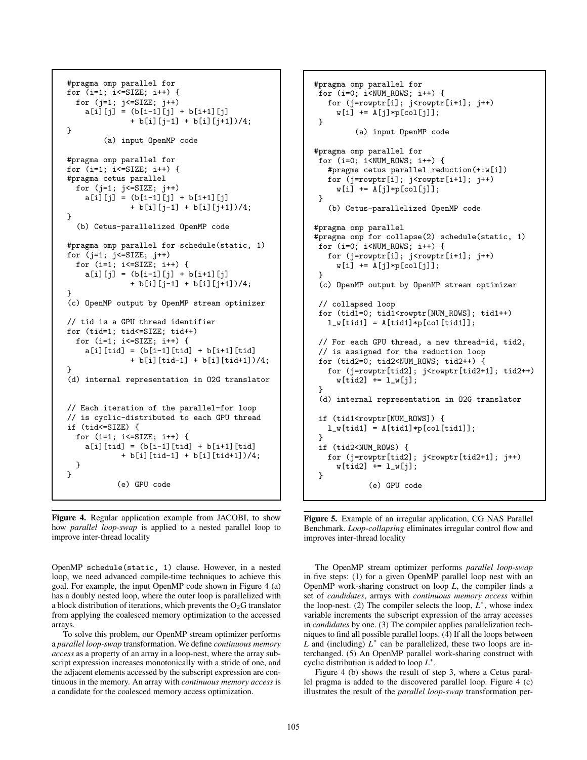```
#pragma omp parallel for
for (i=1; i<=SIZE; i++) {
  for (j=1; j<=SIZE; j++)
    a[i][j] = (b[i-1][j] + b[i+1][j]
              + b[i][j-1] + b[i][j+1])/4;
}
        (a) input OpenMP code

#pragma omp parallel for
for (i=1; i<=SIZE; i++) {
#pragma cetus parallel
  for (j=1; j<=SIZE; j++)
    a[i][j] = (b[i-1][j] + b[i+1][j]
              + b[i][j-1] + b[i][j+1])/4;
}
   (b) Cetus-parallelized OpenMP code

#pragma omp parallel for schedule(static, 1)
for (j=1; j<=SIZE; j++)
  for (i=1; i<=SIZE; i++) {
    a[i][j] = (b[i-1][j] + b[i+1][j]
              + b[i][j-1] + b[i][j+1])/4;
}
(c) OpenMP output by OpenMP stream optimizer

// tid is a GPU thread identifier
for (tid=1; tid<=SIZE; tid++)
  for (i=1; i<=SIZE; i++) {
    a[i][tid] = (b[i-1][tid] + b[i+1][tid]
              + b[i][tid-1] + b[i][tid+1])/4;
}
(d) internal representation in O2G translator


// Each iteration of the parallel-for loop
// is cyclic-distributed to each GPU thread
if (tid<=SIZE) {
  for (i=1; i<=SIZE; i++) {
    a[i][tid] = (b[i-1][tid] + b[i+1][tid]
            + b[i][tid-1] + b[i][tid+1])/4;
  }
}
           (e) GPU code
```

**Figure 4.** Regular application example from JACOBI, to show how *parallel loop-swap* is applied to a nested parallel loop to improve inter-thread locality

```
#pragma omp parallel for
 for (i=0; i<NUM_ROWS; i++) {
   for (j=rowptr[i]; j<rowptr[i+1]; j++)
     w[i] += A[j]*p[col[j]];
 }
         (a) input OpenMP code

#pragma omp parallel for
 for (i=0; i<NUM_ROWS; i++) {
   #pragma cetus parallel reduction(+:w[i])
   for (j=rowptr[i]; j<rowptr[i+1]; j++)
     w[i] += A[j]*p[col[j]];
 }
   (b) Cetus-parallelized OpenMP code

#pragma omp parallel
#pragma omp for collapse(2) schedule(static, 1)
 for (i=0; i<NUM_ROWS; i++) {
   for (j=rowptr[i]; j<rowptr[i+1]; j++)
     w[i] += A[j]*p[col[j]];
 }
 (c) OpenMP output by OpenMP stream optimizer

 // collapsed loop
 for (tid1=0; tid1<rowptr[NUM_ROWS]; tid1++)
   l_w[tid1] = A[tid1]*p[col[tid1]];

 // For each GPU thread, a new thread-id, tid2,
 // is assigned for the reduction loop
 for (tid2=0; tid2<NUM_ROWS; tid2++) {
   for (j=rowptr[tid2]; j<rowptr[tid2+1]; tid2++)
     w[tid2] += l_w[j];
 }
 (d) internal representation in O2G translator

 if (tid1<rowptr[NUM_ROWS]) {
   l_w[tid1] = A[tid1]*p[col[tid1]];
 }
 if (tid2<NUM_ROWS) {
   for (j=rowptr[tid2]; j<rowptr[tid2+1]; j++)
     w[tid2] += l_w[j];
 }
           (e) GPU code
```

**Figure 5.** Example of an irregular application, CG NAS Parallel Benchmark. *Loop-collapsing* eliminates irregular control flow and improves inter-thread locality

OpenMP schedule(static, 1) clause. However, in a nested loop, we need advanced compile-time techniques to achieve this goal. For example, the input OpenMP code shown in Figure 4 (a) has a doubly nested loop, where the outer loop is parallelized with a block distribution of iterations, which prevents the $O_2G$ translator from applying the coalesced memory optimization to the accessed arrays.

To solve this problem, our OpenMP stream optimizer performs a *parallel loop-swap* transformation. We define *continuous memory access* as a property of an array in a loop-nest, where the array subscript expression increases monotonically with a stride of one, and the adjacent elements accessed by the subscript expression are continuous in the memory. An array with *continuous memory access* is a candidate for the coalesced memory access optimization.

The OpenMP stream optimizer performs *parallel loop-swap* in five steps: (1) for a given OpenMP parallel loop nest with an OpenMP work-sharing construct on loop $L$, the compiler finds a set of *candidates*, arrays with *continuous memory access* within the loop-nest. (2) The compiler selects the loop, $L^*$, whose index variable increments the subscript expression of the array accesses in *candidates* by one. (3) The compiler applies parallelization techniques to find all possible parallel loops. (4) If all the loops between $L$ and (including) $L^*$ can be parallelized, these two loops are interchanged. (5) An OpenMP parallel work-sharing construct with cyclic distribution is added to loop $L^*$.

Figure 4 (b) shows the result of step 3, where a Cetus parallel pragma is added to the discovered parallel loop. Figure 4 (c) illustrates the result of the *parallel loop-swap* transformation per-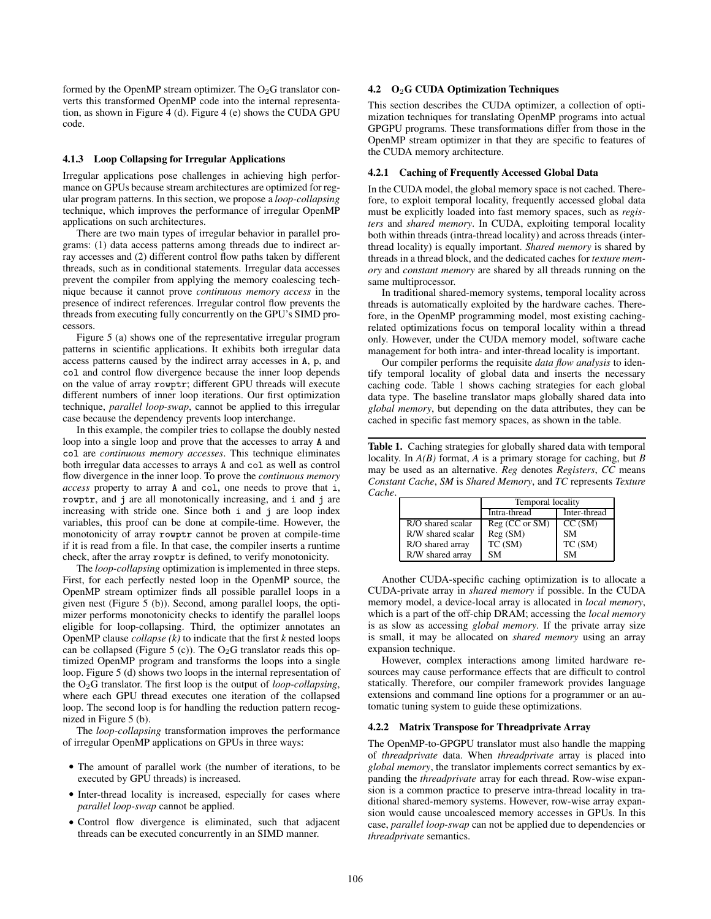formed by the OpenMP stream optimizer. The $O_2G$ translator converts this transformed OpenMP code into the internal representation, as shown in Figure 4 (d). Figure 4 (e) shows the CUDA GPU code.

#### 4.1.3 Loop Collapsing for Irregular Applications

Irregular applications pose challenges in achieving high performance on GPUs because stream architectures are optimized for regular program patterns. In this section, we propose a *loop-collapsing* technique, which improves the performance of irregular OpenMP applications on such architectures.

There are two main types of irregular behavior in parallel programs: (1) data access patterns among threads due to indirect array accesses and (2) different control flow paths taken by different threads, such as in conditional statements. Irregular data accesses prevent the compiler from applying the memory coalescing technique because it cannot prove *continuous memory access* in the presence of indirect references. Irregular control flow prevents the threads from executing fully concurrently on the GPU's SIMD processors.

Figure 5 (a) shows one of the representative irregular program patterns in scientific applications. It exhibits both irregular data access patterns caused by the indirect array accesses in `A`, `p`, and `col` and control flow divergence because the inner loop depends on the value of array `rowptr`; different GPU threads will execute different numbers of inner loop iterations. Our first optimization technique, *parallel loop-swap*, cannot be applied to this irregular case because the dependency prevents loop interchange.

In this example, the compiler tries to collapse the doubly nested loop into a single loop and prove that the accesses to array `A` and `col` are *continuous memory accesses*. This technique eliminates both irregular data accesses to arrays `A` and `col` as well as control flow divergence in the inner loop. To prove the *continuous memory access* property to array `A` and `col`, one needs to prove that `i`, `rowptr`, and `j` are all monotonically increasing, and `i` and `j` are increasing with stride one. Since both `i` and `j` are loop index variables, this proof can be done at compile-time. However, the monotonicity of array `rowptr` cannot be proven at compile-time if it is read from a file. In that case, the compiler inserts a runtime check, after the array `rowptr` is defined, to verify monotonicity.

The *loop-collapsing* optimization is implemented in three steps. First, for each perfectly nested loop in the OpenMP source, the OpenMP stream optimizer finds all possible parallel loops in a given nest (Figure 5 (b)). Second, among parallel loops, the optimizer performs monotonicity checks to identify the parallel loops eligible for loop-collapsing. Third, the optimizer annotates an OpenMP clause *collapse (k)* to indicate that the first *k* nested loops can be collapsed (Figure 5 (c)). The $O_2G$ translator reads this optimized OpenMP program and transforms the loops into a single loop. Figure 5 (d) shows two loops in the internal representation of the $O_2G$ translator. The first loop is the output of *loop-collapsing*, where each GPU thread executes one iteration of the collapsed loop. The second loop is for handling the reduction pattern recognized in Figure 5 (b).

The *loop-collapsing* transformation improves the performance of irregular OpenMP applications on GPUs in three ways:

- The amount of parallel work (the number of iterations, to be executed by GPU threads) is increased.
- Inter-thread locality is increased, especially for cases where *parallel loop-swap* cannot be applied.
- Control flow divergence is eliminated, such that adjacent threads can be executed concurrently in an SIMD manner.

### 4.2 $O_2G$ CUDA Optimization Techniques

This section describes the CUDA optimizer, a collection of optimization techniques for translating OpenMP programs into actual GPGPU programs. These transformations differ from those in the OpenMP stream optimizer in that they are specific to features of the CUDA memory architecture.

#### 4.2.1 Caching of Frequently Accessed Global Data

In the CUDA model, the global memory space is not cached. Therefore, to exploit temporal locality, frequently accessed global data must be explicitly loaded into fast memory spaces, such as *registers* and *shared memory*. In CUDA, exploiting temporal locality both within threads (intra-thread locality) and across threads (inter-thread locality) is equally important. *Shared memory* is shared by threads in a thread block, and the dedicated caches for *texture memory* and *constant memory* are shared by all threads running on the same multiprocessor.

In traditional shared-memory systems, temporal locality across threads is automatically exploited by the hardware caches. Therefore, in the OpenMP programming model, most existing caching-related optimizations focus on temporal locality within a thread only. However, under the CUDA memory model, software cache management for both intra- and inter-thread locality is important.

Our compiler performs the requisite *data flow analysis* to identify temporal locality of global data and inserts the necessary caching code. Table 1 shows caching strategies for each global data type. The baseline translator maps globally shared data into *global memory*, but depending on the data attributes, they can be cached in specific fast memory spaces, as shown in the table.

**Table 1.** Caching strategies for globally shared data with temporal locality. In *A(B)* format, *A* is a primary storage for caching, but *B* may be used as an alternative. *Reg* denotes *Registers*, *CC* means *Constant Cache*, *SM* is *Shared Memory*, and *TC* represents *Texture Cache*.

| | Temporal locality | |
|---|---|---|
| | Intra-thread | Inter-thread |
| R/O shared scalar | Reg (CC or SM) | CC (SM) |
| R/W shared scalar | Reg (SM) | SM |
| R/O shared array | TC (SM) | TC (SM) |
| R/W shared array | SM | SM |

Another CUDA-specific caching optimization is to allocate a CUDA-private array in *shared memory* if possible. In the CUDA memory model, a device-local array is allocated in *local memory*, which is a part of the off-chip DRAM; accessing the *local memory* is as slow as accessing *global memory*. If the private array size is small, it may be allocated on *shared memory* using an array expansion technique.

However, complex interactions among limited hardware resources may cause performance effects that are difficult to control statically. Therefore, our compiler framework provides language extensions and command line options for a programmer or an automatic tuning system to guide these optimizations.

#### 4.2.2 Matrix Transpose for Threadprivate Array

The OpenMP-to-GPGPU translator must also handle the mapping of *threadprivate* data. When *threadprivate* array is placed into *global memory*, the translator implements correct semantics by expanding the *threadprivate* array for each thread. Row-wise expansion is a common practice to preserve intra-thread locality in traditional shared-memory systems. However, row-wise array expansion would cause uncoalesced memory accesses in GPUs. In this case, *parallel loop-swap* can not be applied due to dependencies or *threadprivate* semantics.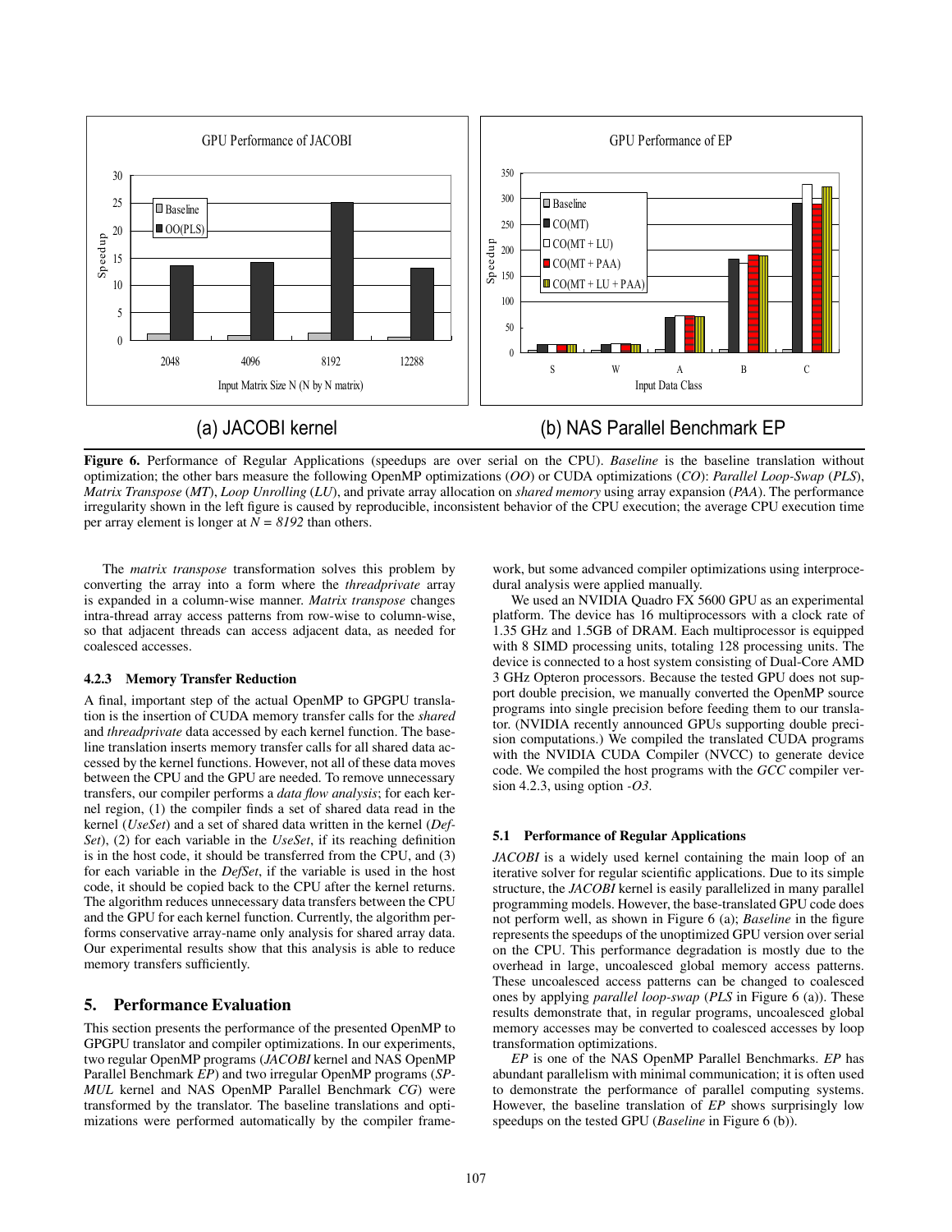(a) JACOBI kernel

(b) NAS Parallel Benchmark EP

**Figure 6.** Performance of Regular Applications (speedups are over serial on the CPU). *Baseline* is the baseline translation without optimization; the other bars measure the following OpenMP optimizations (*OO*) or CUDA optimizations (*CO*): *Parallel Loop-Swap* (*PLS*), *Matrix Transpose* (*MT*), *Loop Unrolling* (*LU*), and private array allocation on *shared memory* using array expansion (*PAA*). The performance irregularity shown in the left figure is caused by reproducible, inconsistent behavior of the CPU execution; the average CPU execution time per array element is longer at $N = 8192$ than others.

The *matrix transpose* transformation solves this problem by converting the array into a form where the *threadprivate* array is expanded in a column-wise manner. *Matrix transpose* changes intra-thread array access patterns from row-wise to column-wise, so that adjacent threads can access adjacent data, as needed for coalesced accesses.

#### 4.2.3 Memory Transfer Reduction

A final, important step of the actual OpenMP to GPGPU translation is the insertion of CUDA memory transfer calls for the *shared* and *threadprivate* data accessed by each kernel function. The baseline translation inserts memory transfer calls for all shared data accessed by the kernel functions. However, not all of these data moves between the CPU and the GPU are needed. To remove unnecessary transfers, our compiler performs a *data flow analysis*; for each kernel region, (1) the compiler finds a set of shared data read in the kernel (*UseSet*) and a set of shared data written in the kernel (*DefSet*), (2) for each variable in the *UseSet*, if its reaching definition is in the host code, it should be transferred from the CPU, and (3) for each variable in the *DefSet*, if the variable is used in the host code, it should be copied back to the CPU after the kernel returns. The algorithm reduces unnecessary data transfers between the CPU and the GPU for each kernel function. Currently, the algorithm performs conservative array-name only analysis for shared array data. Our experimental results show that this analysis is able to reduce memory transfers sufficiently.

## 5. Performance Evaluation

This section presents the performance of the presented OpenMP to GPGPU translator and compiler optimizations. In our experiments, two regular OpenMP programs (*JACOBI* kernel and NAS OpenMP Parallel Benchmark *EP*) and two irregular OpenMP programs (*SP-MUL* kernel and NAS OpenMP Parallel Benchmark *CG*) were transformed by the translator. The baseline translations and optimizations were performed automatically by the compiler framework, but some advanced compiler optimizations using interprocedural analysis were applied manually.

We used an NVIDIA Quadro FX 5600 GPU as an experimental platform. The device has 16 multiprocessors with a clock rate of 1.35 GHz and 1.5GB of DRAM. Each multiprocessor is equipped with 8 SIMD processing units, totaling 128 processing units. The device is connected to a host system consisting of Dual-Core AMD 3 GHz Opteron processors. Because the tested GPU does not support double precision, we manually converted the OpenMP source programs into single precision before feeding them to our translator. (NVIDIA recently announced GPUs supporting double precision computations.) We compiled the translated CUDA programs with the NVIDIA CUDA Compiler (NVCC) to generate device code. We compiled the host programs with the *GCC* compiler version 4.2.3, using option *-O3*.

### 5.1 Performance of Regular Applications

*JACOBI* is a widely used kernel containing the main loop of an iterative solver for regular scientific applications. Due to its simple structure, the *JACOBI* kernel is easily parallelized in many parallel programming models. However, the base-translated GPU code does not perform well, as shown in Figure 6 (a); *Baseline* in the figure represents the speedups of the unoptimized GPU version over serial on the CPU. This performance degradation is mostly due to the overhead in large, uncoalesced global memory access patterns. These uncoalesced access patterns can be changed to coalesced ones by applying *parallel loop-swap* (*PLS* in Figure 6 (a)). These results demonstrate that, in regular programs, uncoalesced global memory accesses may be converted to coalesced accesses by loop transformation optimizations.

*EP* is one of the NAS OpenMP Parallel Benchmarks. *EP* has abundant parallelism with minimal communication; it is often used to demonstrate the performance of parallel computing systems. However, the baseline translation of *EP* shows surprisingly low speedups on the tested GPU (*Baseline* in Figure 6 (b)).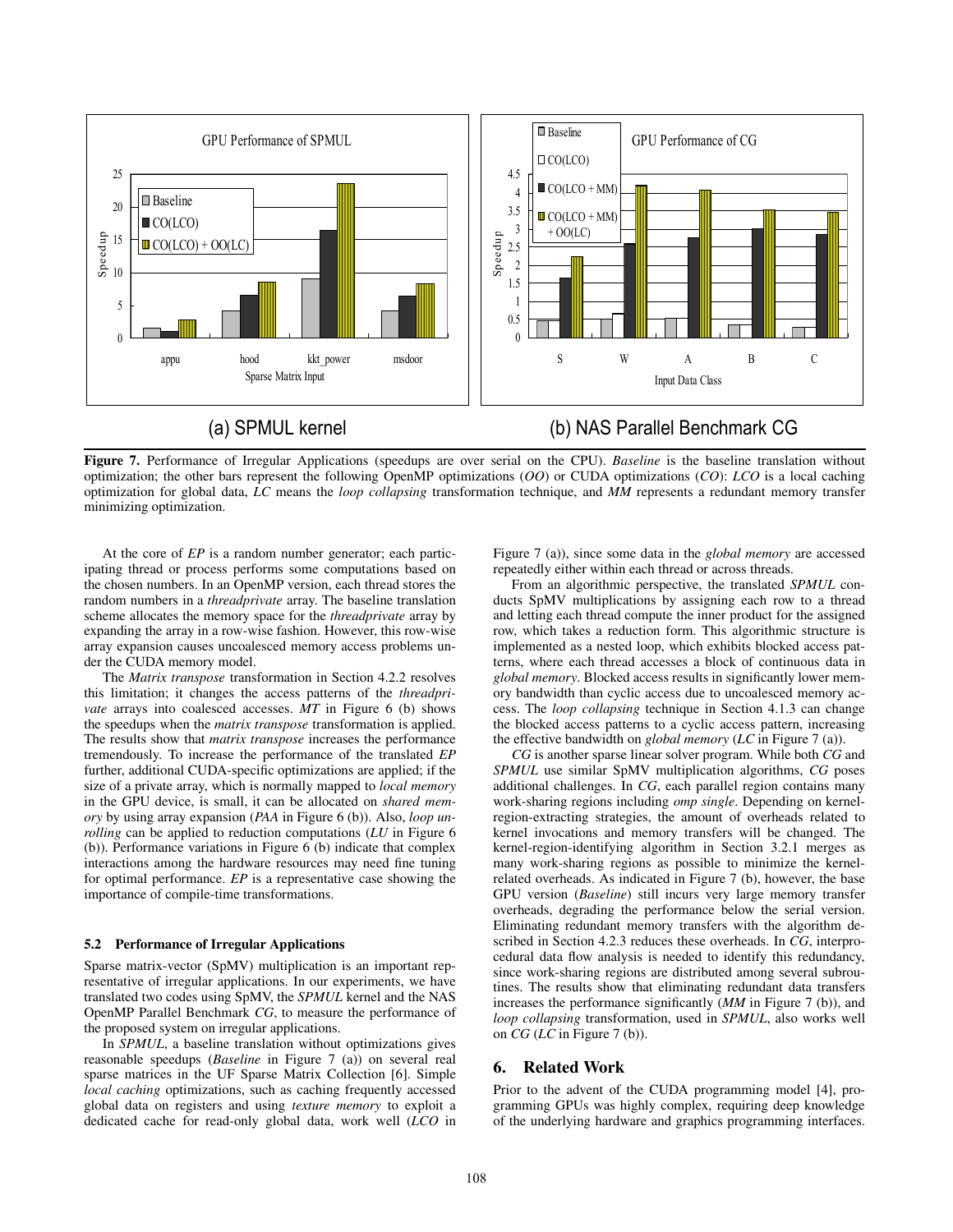(a) SPMUL kernel

(b) NAS Parallel Benchmark CG

**Figure 7.** Performance of Irregular Applications (speedups are over serial on the CPU). *Baseline* is the baseline translation without optimization; the other bars represent the following OpenMP optimizations (*OO*) or CUDA optimizations (*CO*): *LCO* is a local caching optimization for global data, *LC* means the *loop collapsing* transformation technique, and *MM* represents a redundant memory transfer minimizing optimization.

At the core of *EP* is a random number generator; each participating thread or process performs some computations based on the chosen numbers. In an OpenMP version, each thread stores the random numbers in a *threadprivate* array. The baseline translation scheme allocates the memory space for the *threadprivate* array by expanding the array in a row-wise fashion. However, this row-wise array expansion causes uncoalesced memory access problems under the CUDA memory model.

The *Matrix transpose* transformation in Section 4.2.2 resolves this limitation; it changes the access patterns of the *threadprivate* arrays into coalesced accesses. *MT* in Figure 6 (b) shows the speedups when the *matrix transpose* transformation is applied. The results show that *matrix transpose* increases the performance tremendously. To increase the performance of the translated *EP* further, additional CUDA-specific optimizations are applied; if the size of a private array, which is normally mapped to *local memory* in the GPU device, is small, it can be allocated on *shared memory* by using array expansion (*PAA* in Figure 6 (b)). Also, *loop unrolling* can be applied to reduction computations (*LU* in Figure 6 (b)). Performance variations in Figure 6 (b) indicate that complex interactions among the hardware resources may need fine tuning for optimal performance. *EP* is a representative case showing the importance of compile-time transformations.

### 5.2 Performance of Irregular Applications

Sparse matrix-vector (SpMV) multiplication is an important representative of irregular applications. In our experiments, we have translated two codes using SpMV, the *SPMUL* kernel and the NAS OpenMP Parallel Benchmark *CG*, to measure the performance of the proposed system on irregular applications.

In *SPMUL*, a baseline translation without optimizations gives reasonable speedups (*Baseline* in Figure 7 (a)) on several real sparse matrices in the UF Sparse Matrix Collection [6]. Simple *local caching* optimizations, such as caching frequently accessed global data on registers and using *texture memory* to exploit a dedicated cache for read-only global data, work well (*LCO* in Figure 7 (a)), since some data in the *global memory* are accessed repeatedly either within each thread or across threads.

From an algorithmic perspective, the translated *SPMUL* conducts SpMV multiplications by assigning each row to a thread and letting each thread compute the inner product for the assigned row, which takes a reduction form. This algorithmic structure is implemented as a nested loop, which exhibits blocked access patterns, where each thread accesses a block of continuous data in *global memory*. Blocked access results in significantly lower memory bandwidth than cyclic access due to uncoalesced memory access. The *loop collapsing* technique in Section 4.1.3 can change the blocked access patterns to a cyclic access pattern, increasing the effective bandwidth on *global memory* (*LC* in Figure 7 (a)).

*CG* is another sparse linear solver program. While both *CG* and *SPMUL* use similar SpMV multiplication algorithms, *CG* poses additional challenges. In *CG*, each parallel region contains many work-sharing regions including *omp single*. Depending on kernel-region-extracting strategies, the amount of overheads related to kernel invocations and memory transfers will be changed. The kernel-region-identifying algorithm in Section 3.2.1 merges as many work-sharing regions as possible to minimize the kernel-related overheads. As indicated in Figure 7 (b), however, the base GPU version (*Baseline*) still incurs very large memory transfer overheads, degrading the performance below the serial version. Eliminating redundant memory transfers with the algorithm described in Section 4.2.3 reduces these overheads. In *CG*, interprocedural data flow analysis is needed to identify this redundancy, since work-sharing regions are distributed among several subroutines. The results show that eliminating redundant data transfers increases the performance significantly (*MM* in Figure 7 (b)), and *loop collapsing* transformation, used in *SPMUL*, also works well on *CG* (*LC* in Figure 7 (b)).

## 6. Related Work

Prior to the advent of the CUDA programming model [4], programming GPUs was highly complex, requiring deep knowledge of the underlying hardware and graphics programming interfaces.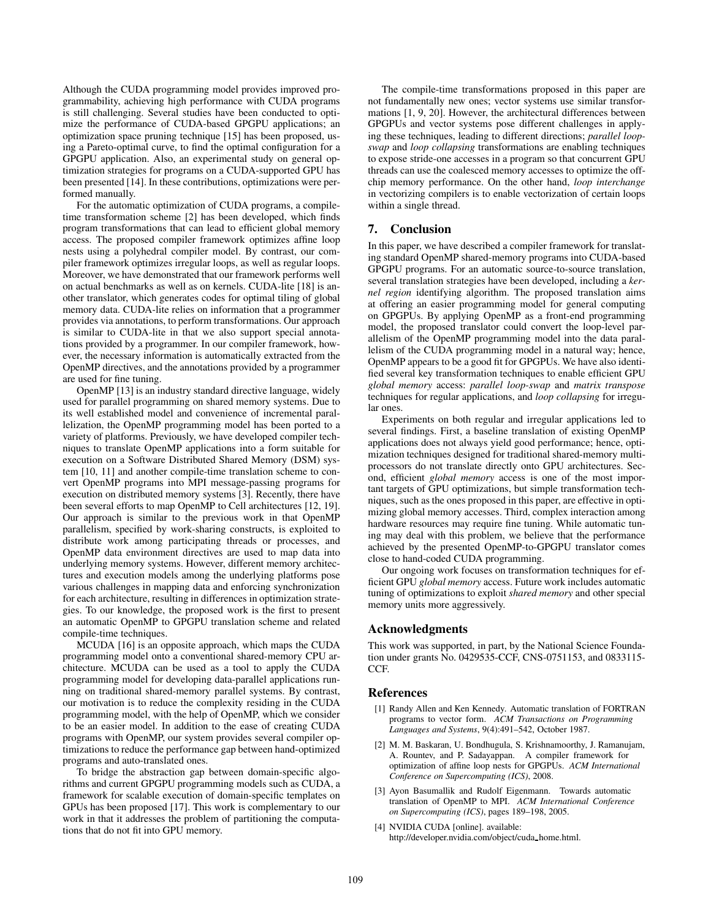Although the CUDA programming model provides improved programmability, achieving high performance with CUDA programs is still challenging. Several studies have been conducted to optimize the performance of CUDA-based GPGPU applications; an optimization space pruning technique [15] has been proposed, using a Pareto-optimal curve, to find the optimal configuration for a GPGPU application. Also, an experimental study on general optimization strategies for programs on a CUDA-supported GPU has been presented [14]. In these contributions, optimizations were performed manually.

For the automatic optimization of CUDA programs, a compile-time transformation scheme [2] has been developed, which finds program transformations that can lead to efficient global memory access. The proposed compiler framework optimizes affine loop nests using a polyhedral compiler model. By contrast, our compiler framework optimizes irregular loops, as well as regular loops. Moreover, we have demonstrated that our framework performs well on actual benchmarks as well as on kernels. CUDA-lite [18] is another translator, which generates codes for optimal tiling of global memory data. CUDA-lite relies on information that a programmer provides via annotations, to perform transformations. Our approach is similar to CUDA-lite in that we also support special annotations provided by a programmer. In our compiler framework, however, the necessary information is automatically extracted from the OpenMP directives, and the annotations provided by a programmer are used for fine tuning.

OpenMP [13] is an industry standard directive language, widely used for parallel programming on shared memory systems. Due to its well established model and convenience of incremental parallelization, the OpenMP programming model has been ported to a variety of platforms. Previously, we have developed compiler techniques to translate OpenMP applications into a form suitable for execution on a Software Distributed Shared Memory (DSM) system [10, 11] and another compile-time translation scheme to convert OpenMP programs into MPI message-passing programs for execution on distributed memory systems [3]. Recently, there have been several efforts to map OpenMP to Cell architectures [12, 19]. Our approach is similar to the previous work in that OpenMP parallelism, specified by work-sharing constructs, is exploited to distribute work among participating threads or processes, and OpenMP data environment directives are used to map data into underlying memory systems. However, different memory architectures and execution models among the underlying platforms pose various challenges in mapping data and enforcing synchronization for each architecture, resulting in differences in optimization strategies. To our knowledge, the proposed work is the first to present an automatic OpenMP to GPGPU translation scheme and related compile-time techniques.

MCUDA [16] is an opposite approach, which maps the CUDA programming model onto a conventional shared-memory CPU architecture. MCUDA can be used as a tool to apply the CUDA programming model for developing data-parallel applications running on traditional shared-memory parallel systems. By contrast, our motivation is to reduce the complexity residing in the CUDA programming model, with the help of OpenMP, which we consider to be an easier model. In addition to the ease of creating CUDA programs with OpenMP, our system provides several compiler optimizations to reduce the performance gap between hand-optimized programs and auto-translated ones.

To bridge the abstraction gap between domain-specific algorithms and current GPGPU programming models such as CUDA, a framework for scalable execution of domain-specific templates on GPUs has been proposed [17]. This work is complementary to our work in that it addresses the problem of partitioning the computations that do not fit into GPU memory.

The compile-time transformations proposed in this paper are not fundamentally new ones; vector systems use similar transformations [1, 9, 20]. However, the architectural differences between GPGPUs and vector systems pose different challenges in applying these techniques, leading to different directions; *parallel loop-swap* and *loop collapsing* transformations are enabling techniques to expose stride-one accesses in a program so that concurrent GPU threads can use the coalesced memory accesses to optimize the off-chip memory performance. On the other hand, *loop interchange* in vectorizing compilers is to enable vectorization of certain loops within a single thread.

## 7. Conclusion

In this paper, we have described a compiler framework for translating standard OpenMP shared-memory programs into CUDA-based GPGPU programs. For an automatic source-to-source translation, several translation strategies have been developed, including a *kernel region* identifying algorithm. The proposed translation aims at offering an easier programming model for general computing on GPGPUs. By applying OpenMP as a front-end programming model, the proposed translator could convert the loop-level parallelism of the OpenMP programming model into the data parallelism of the CUDA programming model in a natural way; hence, OpenMP appears to be a good fit for GPGPUs. We have also identified several key transformation techniques to enable efficient GPU *global memory* access: *parallel loop-swap* and *matrix transpose* techniques for regular applications, and *loop collapsing* for irregular ones.

Experiments on both regular and irregular applications led to several findings. First, a baseline translation of existing OpenMP applications does not always yield good performance; hence, optimization techniques designed for traditional shared-memory multiprocessors do not translate directly onto GPU architectures. Second, efficient *global memory* access is one of the most important targets of GPU optimizations, but simple transformation techniques, such as the ones proposed in this paper, are effective in optimizing global memory accesses. Third, complex interaction among hardware resources may require fine tuning. While automatic tuning may deal with this problem, we believe that the performance achieved by the presented OpenMP-to-GPGPU translator comes close to hand-coded CUDA programming.

Our ongoing work focuses on transformation techniques for efficient GPU *global memory* access. Future work includes automatic tuning of optimizations to exploit *shared memory* and other special memory units more aggressively.

## Acknowledgments

This work was supported, in part, by the National Science Foundation under grants No. 0429535-CCF, CNS-0751153, and 0833115-CCF.

## References

[1] Randy Allen and Ken Kennedy. Automatic translation of FORTRAN programs to vector form. *ACM Transactions on Programming Languages and Systems*, 9(4):491–542, October 1987.

[2] M. M. Baskaran, U. Bondhugula, S. Krishnamoorthy, J. Ramanujam, A. Rountev, and P. Sadayappan. A compiler framework for optimization of affine loop nests for GPGPUs. *ACM International Conference on Supercomputing (ICS)*, 2008.

[3] Ayon Basumallik and Rudolf Eigenmann. Towards automatic translation of OpenMP to MPI. *ACM International Conference on Supercomputing (ICS)*, pages 189–198, 2005.

[4] NVIDIA CUDA [online]. available: http://developer.nvidia.com/object/cuda_home.html.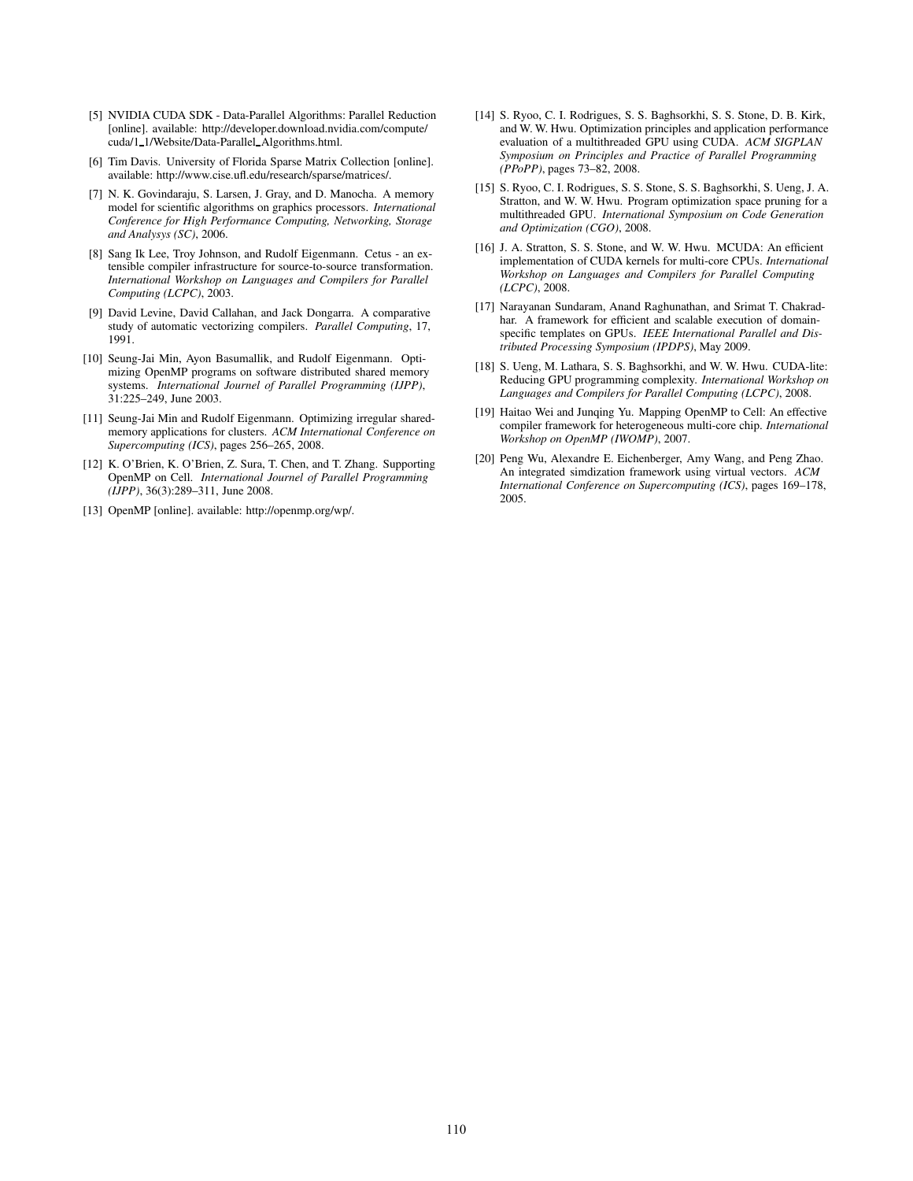[5] NVIDIA CUDA SDK - Data-Parallel Algorithms: Parallel Reduction [online]. available: http://developer.download.nvidia.com/compute/cuda/1_1/Website/Data-Parallel_Algorithms.html.

[6] Tim Davis. University of Florida Sparse Matrix Collection [online]. available: http://www.cise.ufl.edu/research/sparse/matrices/.

[7] N. K. Govindaraju, S. Larsen, J. Gray, and D. Manocha. A memory model for scientific algorithms on graphics processors. *International Conference for High Performance Computing, Networking, Storage and Analysys (SC)*, 2006.

[8] Sang Ik Lee, Troy Johnson, and Rudolf Eigenmann. Cetus - an extensible compiler infrastructure for source-to-source transformation. *International Workshop on Languages and Compilers for Parallel Computing (LCPC)*, 2003.

[9] David Levine, David Callahan, and Jack Dongarra. A comparative study of automatic vectorizing compilers. *Parallel Computing*, 17, 1991.

[10] Seung-Jai Min, Ayon Basumallik, and Rudolf Eigenmann. Optimizing OpenMP programs on software distributed shared memory systems. *International Journel of Parallel Programming (IJPP)*, 31:225–249, June 2003.

[11] Seung-Jai Min and Rudolf Eigenmann. Optimizing irregular shared-memory applications for clusters. *ACM International Conference on Supercomputing (ICS)*, pages 256–265, 2008.

[12] K. O'Brien, K. O'Brien, Z. Sura, T. Chen, and T. Zhang. Supporting OpenMP on Cell. *International Journel of Parallel Programming (IJPP)*, 36(3):289–311, June 2008.

[13] OpenMP [online]. available: http://openmp.org/wp/.

[14] S. Ryoo, C. I. Rodrigues, S. S. Baghsorkhi, S. S. Stone, D. B. Kirk, and W. W. Hwu. Optimization principles and application performance evaluation of a multithreaded GPU using CUDA. *ACM SIGPLAN Symposium on Principles and Practice of Parallel Programming (PPoPP)*, pages 73–82, 2008.

[15] S. Ryoo, C. I. Rodrigues, S. S. Stone, S. S. Baghsorkhi, S. Ueng, J. A. Stratton, and W. W. Hwu. Program optimization space pruning for a multithreaded GPU. *International Symposium on Code Generation and Optimization (CGO)*, 2008.

[16] J. A. Stratton, S. S. Stone, and W. W. Hwu. MCUDA: An efficient implementation of CUDA kernels for multi-core CPUs. *International Workshop on Languages and Compilers for Parallel Computing (LCPC)*, 2008.

[17] Narayanan Sundaram, Anand Raghunathan, and Srimat T. Chakradhar. A framework for efficient and scalable execution of domain-specific templates on GPUs. *IEEE International Parallel and Distributed Processing Symposium (IPDPS)*, May 2009.

[18] S. Ueng, M. Lathara, S. S. Baghsorkhi, and W. W. Hwu. CUDA-lite: Reducing GPU programming complexity. *International Workshop on Languages and Compilers for Parallel Computing (LCPC)*, 2008.

[19] Haitao Wei and Junqing Yu. Mapping OpenMP to Cell: An effective compiler framework for heterogeneous multi-core chip. *International Workshop on OpenMP (IWOMP)*, 2007.

[20] Peng Wu, Alexandre E. Eichenberger, Amy Wang, and Peng Zhao. An integrated simdization framework using virtual vectors. *ACM International Conference on Supercomputing (ICS)*, pages 169–178, 2005.